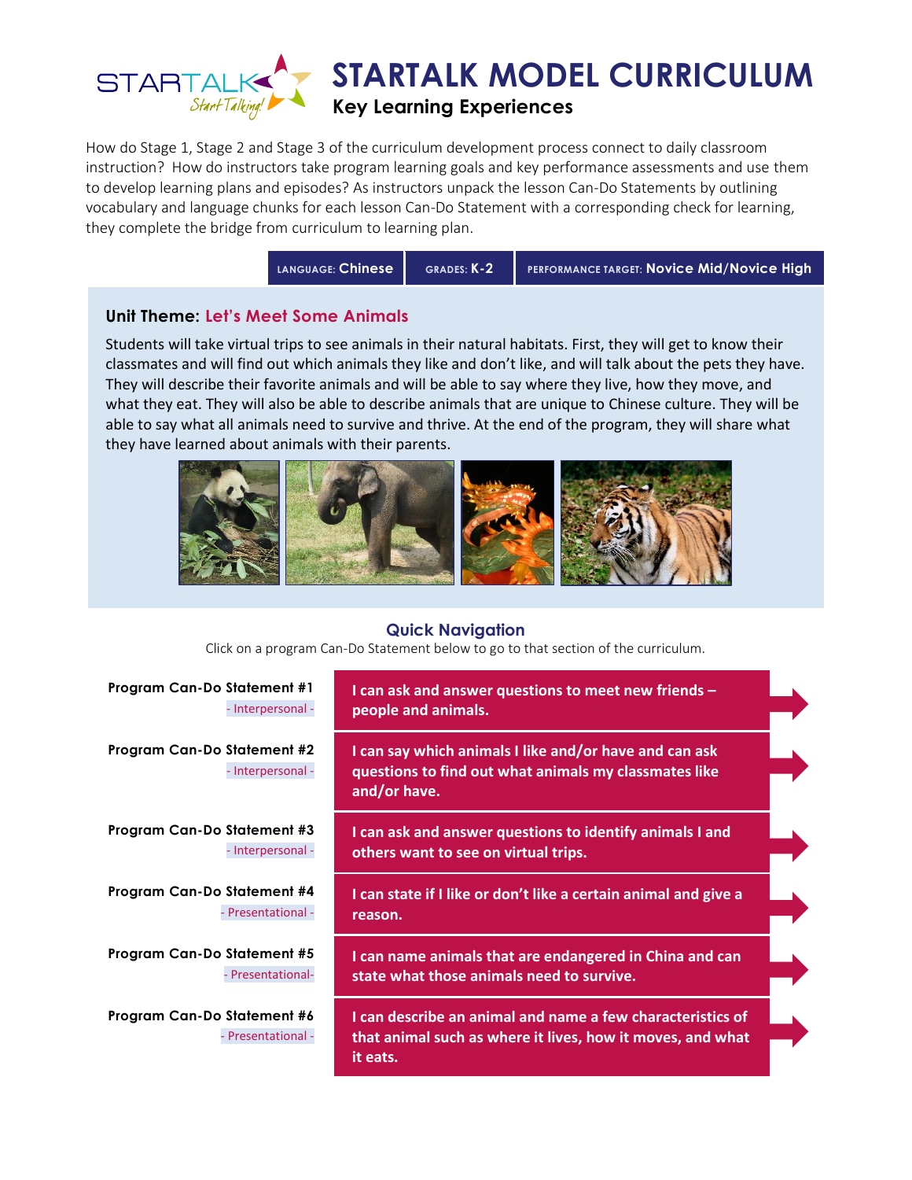# STARTALK MODEL CURRICULUM

## Key Learning Experiences

How do Stage 1, Stage 2 and Stage 3 of the curriculum development process connect to daily classroom instruction? How do instructors take program learning goals and key performance assessments and use them to develop learning plans and episodes? As instructors unpack the lesson Can-Do Statements by outlining vocabulary and language chunks for each lesson Can-Do Statement with a corresponding check for learning, they complete the bridge from curriculum to learning plan.

| LANGUAGE: Chinese | GRADES: K-2 | PERFORMANCE TARGET: Novice Mid/Novice High |
|---|---|---|

### Unit Theme: Let's Meet Some Animals

Students will take virtual trips to see animals in their natural habitats. First, they will get to know their classmates and will find out which animals they like and don't like, and will talk about the pets they have. They will describe their favorite animals and will be able to say where they live, how they move, and what they eat. They will also be able to describe animals that are unique to Chinese culture. They will be able to say what all animals need to survive and thrive. At the end of the program, they will share what they have learned about animals with their parents.

### Quick Navigation

Click on a program Can-Do Statement below to go to that section of the curriculum.

| Program Can-Do Statement | Statement |
|---|---|
| **Program Can-Do Statement #1** - Interpersonal - | **I can ask and answer questions to meet new friends – people and animals.** |
| **Program Can-Do Statement #2** - Interpersonal - | **I can say which animals I like and/or have and can ask questions to find out what animals my classmates like and/or have.** |
| **Program Can-Do Statement #3** - Interpersonal - | **I can ask and answer questions to identify animals I and others want to see on virtual trips.** |
| **Program Can-Do Statement #4** - Presentational - | **I can state if I like or don't like a certain animal and give a reason.** |
| **Program Can-Do Statement #5** - Presentational- | **I can name animals that are endangered in China and can state what those animals need to survive.** |
| **Program Can-Do Statement #6** - Presentational - | **I can describe an animal and name a few characteristics of that animal such as where it lives, how it moves, and what it eats.** |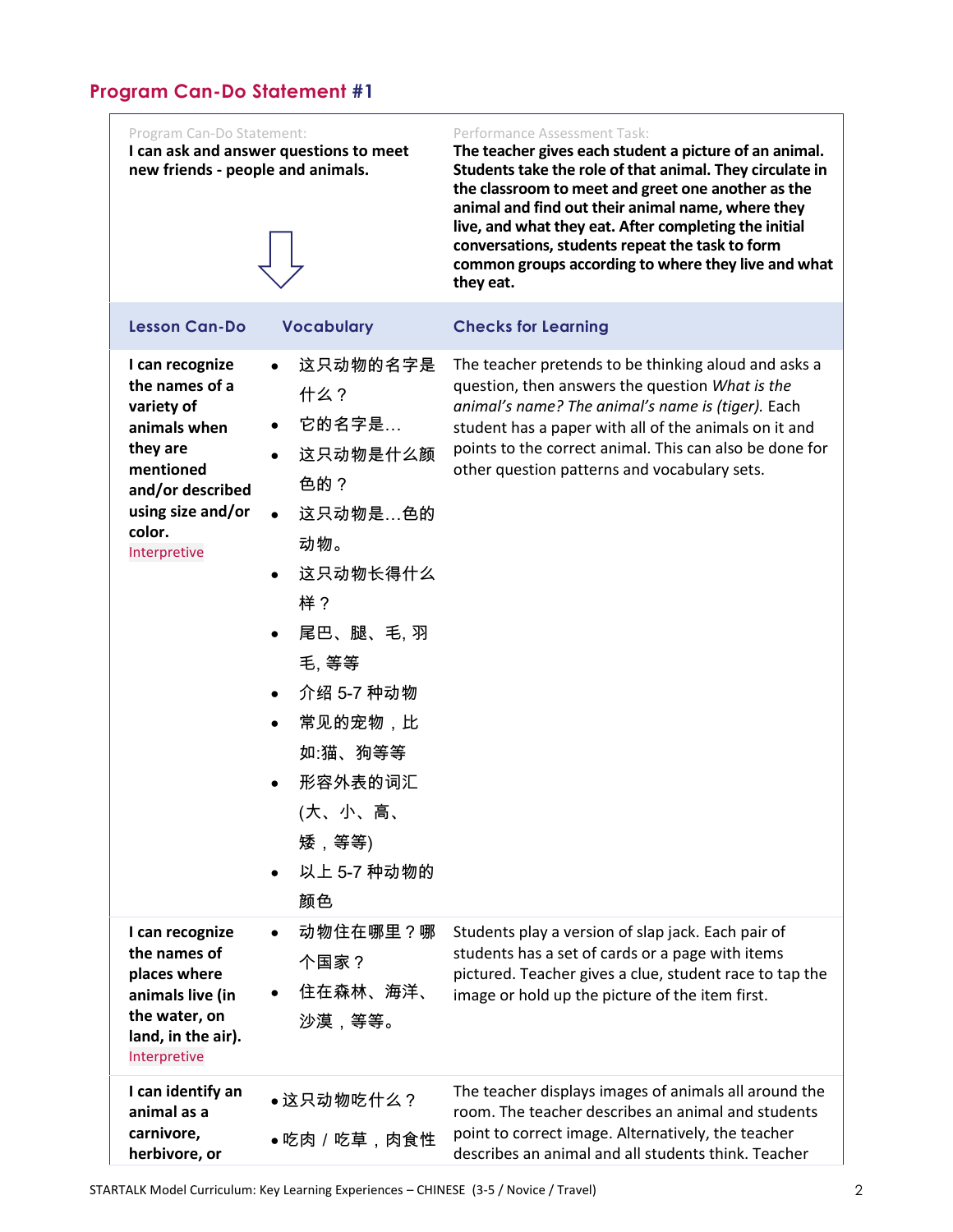## Program Can-Do Statement #1

| Program Can-Do Statement: | Performance Assessment Task: |
|---|---|
| **I can ask and answer questions to meet new friends - people and animals.** | **The teacher gives each student a picture of an animal. Students take the role of that animal. They circulate in the classroom to meet and greet one another as the animal and find out their animal name, where they live, and what they eat. After completing the initial conversations, students repeat the task to form common groups according to where they live and what they eat.** |

| Lesson Can-Do | Vocabulary | Checks for Learning |
|---|---|---|
| **I can recognize the names of a variety of animals when they are mentioned and/or described using size and/or color.** Interpretive | • 这只动物的名字是什么？<br>• 它的名字是…<br>• 这只动物是什么颜色的？<br>• 这只动物是…色的动物。<br>• 这只动物长得什么样？<br>• 尾巴、腿、毛, 羽毛, 等等<br>• 介绍 5-7 种动物<br>• 常见的宠物，比如:猫、狗等等<br>• 形容外表的词汇 (大、小、高、矮，等等)<br>• 以上 5-7 种动物的颜色 | The teacher pretends to be thinking aloud and asks a question, then answers the question *What is the animal's name? The animal's name is (tiger).* Each student has a paper with all of the animals on it and points to the correct animal. This can also be done for other question patterns and vocabulary sets. |
| **I can recognize the names of places where animals live (in the water, on land, in the air).** Interpretive | • 动物住在哪里？哪个国家？<br>• 住在森林、海洋、沙漠，等等。 | Students play a version of slap jack. Each pair of students has a set of cards or a page with items pictured. Teacher gives a clue, student race to tap the image or hold up the picture of the item first. |
| **I can identify an animal as a carnivore, herbivore, or** | • 这只动物吃什么？<br>• 吃肉 / 吃草，肉食性 | The teacher displays images of animals all around the room. The teacher describes an animal and students point to correct image. Alternatively, the teacher describes an animal and all students think. Teacher |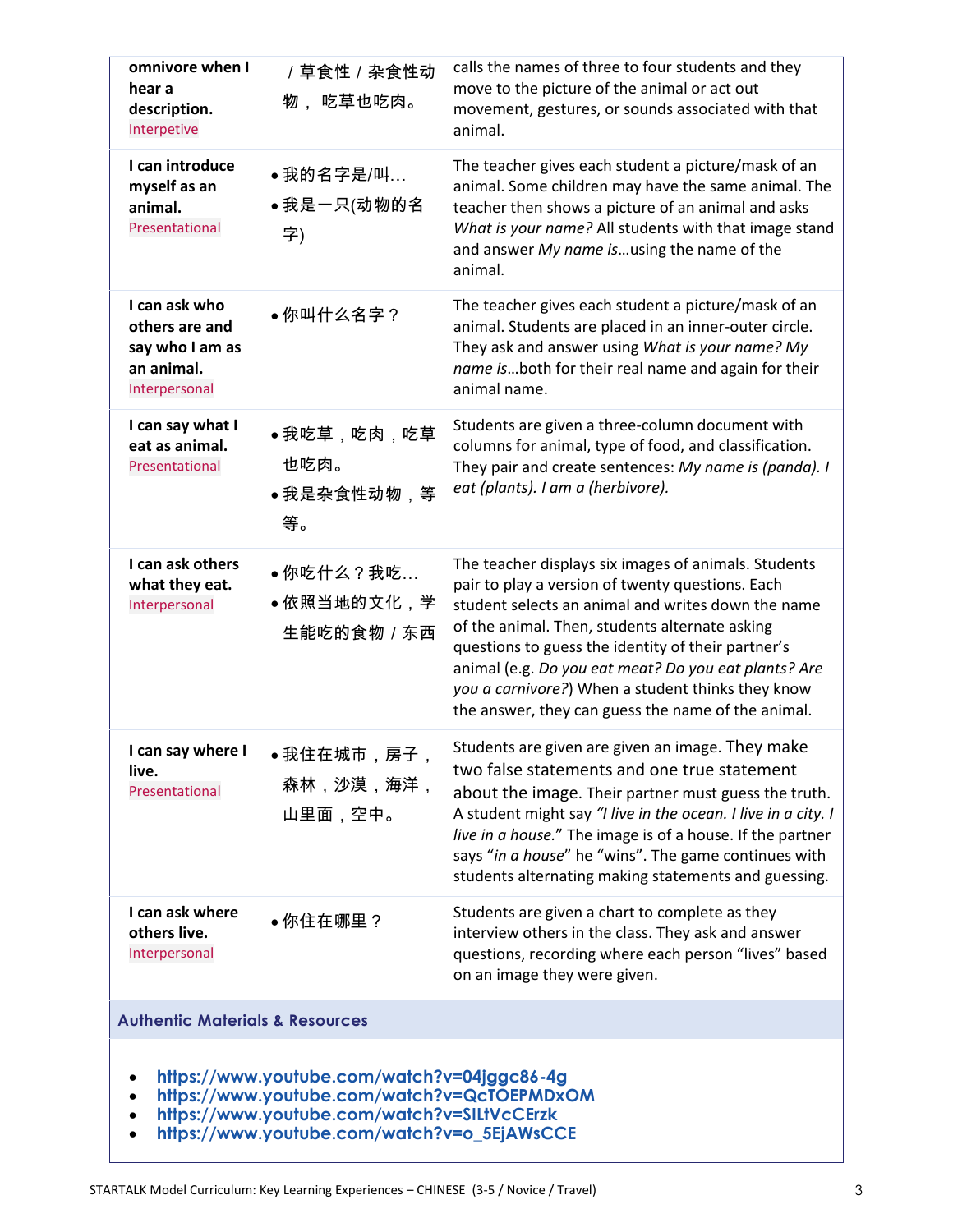| | | |
|---|---|---|
| **omnivore when I hear a description.** Interpetive | / 草食性 / 杂食性动物， 吃草也吃肉。 | calls the names of three to four students and they move to the picture of the animal or act out movement, gestures, or sounds associated with that animal. |
| **I can introduce myself as an animal.** Presentational | • 我的名字是/叫…<br>• 我是一只(动物的名字) | The teacher gives each student a picture/mask of an animal. Some children may have the same animal. The teacher then shows a picture of an animal and asks *What is your name?* All students with that image stand and answer *My name is*…using the name of the animal. |
| **I can ask who others are and say who I am as an animal.** Interpersonal | • 你叫什么名字？ | The teacher gives each student a picture/mask of an animal. Students are placed in an inner-outer circle. They ask and answer using *What is your name? My name is*…both for their real name and again for their animal name. |
| **I can say what I eat as animal.** Presentational | • 我吃草，吃肉，吃草也吃肉。<br>• 我是杂食性动物，等等。 | Students are given a three-column document with columns for animal, type of food, and classification. They pair and create sentences: *My name is (panda). I eat (plants). I am a (herbivore).* |
| **I can ask others what they eat.** Interpersonal | • 你吃什么？我吃…<br>• 依照当地的文化，学生能吃的食物 / 东西 | The teacher displays six images of animals. Students pair to play a version of twenty questions. Each student selects an animal and writes down the name of the animal. Then, students alternate asking questions to guess the identity of their partner's animal (e.g. *Do you eat meat? Do you eat plants? Are you a carnivore?*) When a student thinks they know the answer, they can guess the name of the animal. |
| **I can say where I live.** Presentational | • 我住在城市，房子，森林，沙漠，海洋，山里面，空中。 | Students are given are given an image. They make two false statements and one true statement about the image. Their partner must guess the truth. A student might say *"I live in the ocean. I live in a city. I live in a house."* The image is of a house. If the partner says "*in a house*" he "wins". The game continues with students alternating making statements and guessing. |
| **I can ask where others live.** Interpersonal | • 你住在哪里？ | Students are given a chart to complete as they interview others in the class. They ask and answer questions, recording where each person "lives" based on an image they were given. |

## Authentic Materials & Resources

- https://www.youtube.com/watch?v=04jggc86-4g
- https://www.youtube.com/watch?v=QcTOEPMDxOM
- https://www.youtube.com/watch?v=SILtVcCErzk
- https://www.youtube.com/watch?v=o_5EjAWsCCE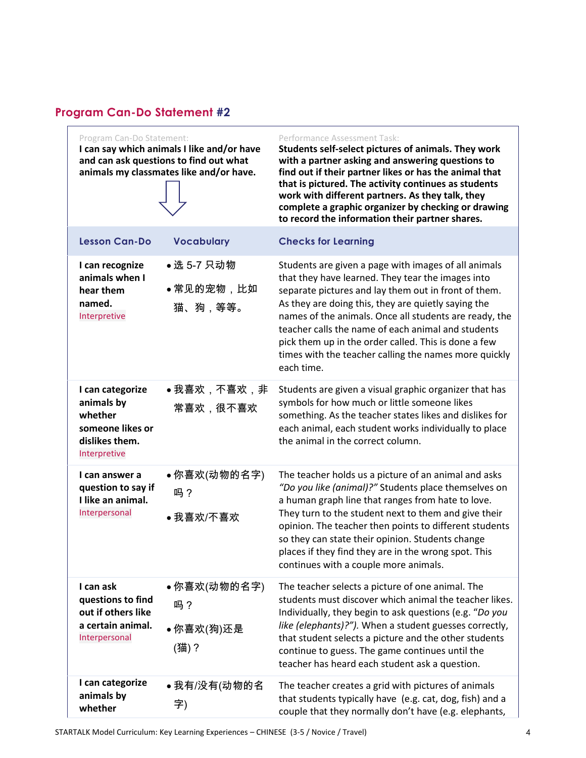## Program Can-Do Statement #2

| Program Can-Do Statement: **I can say which animals I like and/or have and can ask questions to find out what animals my classmates like and/or have.** | | Performance Assessment Task: **Students self-select pictures of animals. They work with a partner asking and answering questions to find out if their partner likes or has the animal that that is pictured. The activity continues as students work with different partners. As they talk, they complete a graphic organizer by checking or drawing to record the information their partner shares.** |
|---|---|---|
| **Lesson Can-Do** | **Vocabulary** | **Checks for Learning** |
| **I can recognize animals when I hear them named.** Interpretive | • 选 5-7 只动物<br>• 常见的宠物，比如猫、狗，等等。 | Students are given a page with images of all animals that they have learned. They tear the images into separate pictures and lay them out in front of them. As they are doing this, they are quietly saying the names of the animals. Once all students are ready, the teacher calls the name of each animal and students pick them up in the order called. This is done a few times with the teacher calling the names more quickly each time. |
| **I can categorize animals by whether someone likes or dislikes them.** Interpretive | • 我喜欢，不喜欢，非常喜欢，很不喜欢 | Students are given a visual graphic organizer that has symbols for how much or little someone likes something. As the teacher states likes and dislikes for each animal, each student works individually to place the animal in the correct column. |
| **I can answer a question to say if I like an animal.** Interpersonal | • 你喜欢(动物的名字)吗？<br>• 我喜欢/不喜欢 | The teacher holds us a picture of an animal and asks *"Do you like (animal)?"* Students place themselves on a human graph line that ranges from hate to love. They turn to the student next to them and give their opinion. The teacher then points to different students so they can state their opinion. Students change places if they find they are in the wrong spot. This continues with a couple more animals. |
| **I can ask questions to find out if others like a certain animal.** Interpersonal | • 你喜欢(动物的名字)吗？<br>• 你喜欢(狗)还是(猫)？ | The teacher selects a picture of one animal. The students must discover which animal the teacher likes. Individually, they begin to ask questions (e.g. "*Do you like (elephants)?")*. When a student guesses correctly, that student selects a picture and the other students continue to guess. The game continues until the teacher has heard each student ask a question. |
| **I can categorize animals by whether** | • 我有/没有(动物的名字) | The teacher creates a grid with pictures of animals that students typically have (e.g. cat, dog, fish) and a couple that they normally don't have (e.g. elephants, |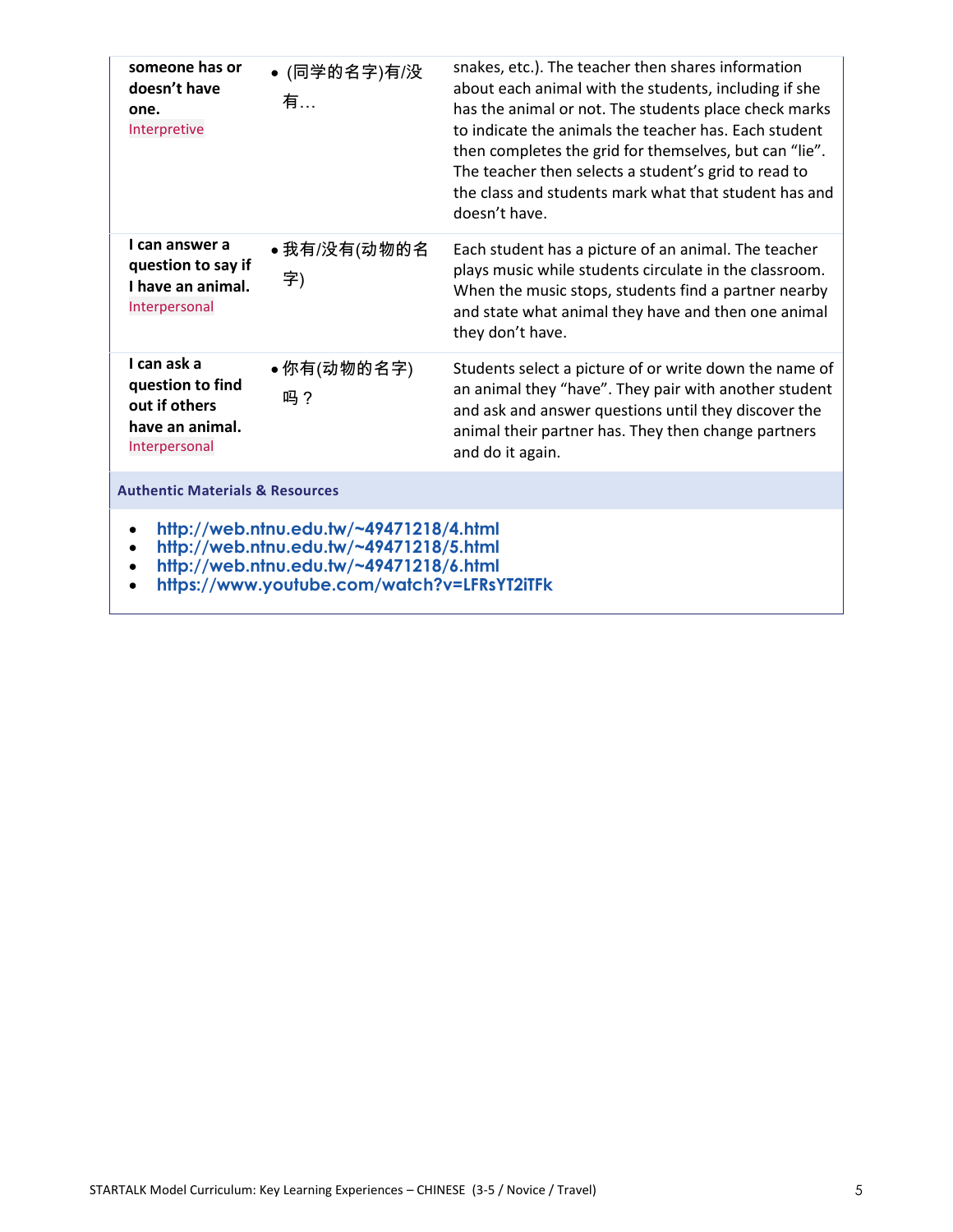| | | |
|---|---|---|
| **someone has or doesn't have one.** Interpretive | • (同学的名字)有/没有… | snakes, etc.). The teacher then shares information about each animal with the students, including if she has the animal or not. The students place check marks to indicate the animals the teacher has. Each student then completes the grid for themselves, but can "lie". The teacher then selects a student's grid to read to the class and students mark what that student has and doesn't have. |
| **I can answer a question to say if I have an animal.** Interpersonal | • 我有/没有(动物的名字) | Each student has a picture of an animal. The teacher plays music while students circulate in the classroom. When the music stops, students find a partner nearby and state what animal they have and then one animal they don't have. |
| **I can ask a question to find out if others have an animal.** Interpersonal | • 你有(动物的名字)吗？ | Students select a picture of or write down the name of an animal they "have". They pair with another student and ask and answer questions until they discover the animal their partner has. They then change partners and do it again. |

**Authentic Materials & Resources**

- http://web.ntnu.edu.tw/~49471218/4.html
- http://web.ntnu.edu.tw/~49471218/5.html
- http://web.ntnu.edu.tw/~49471218/6.html
- https://www.youtube.com/watch?v=LFRsYT2iTFk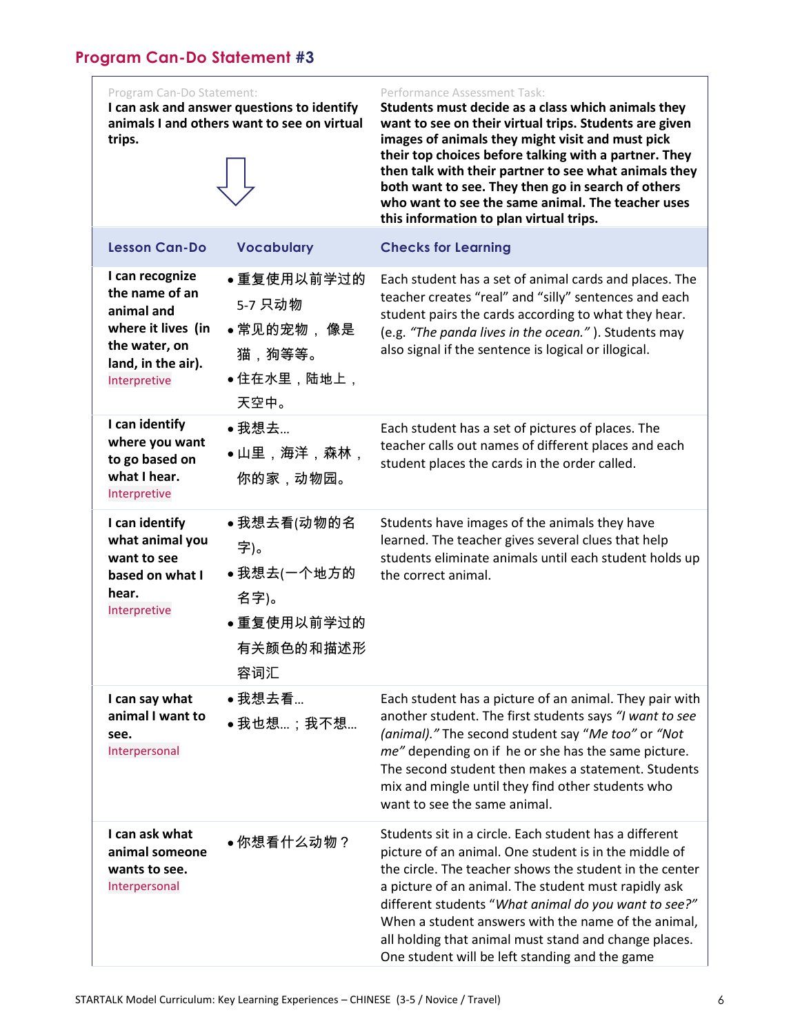## Program Can-Do Statement #3

| Program Can-Do Statement: **I can ask and answer questions to identify animals I and others want to see on virtual trips.** ⇩ | | Performance Assessment Task: **Students must decide as a class which animals they want to see on their virtual trips. Students are given images of animals they might visit and must pick their top choices before talking with a partner. They then talk with their partner to see what animals they both want to see. They then go in search of others who want to see the same animal. The teacher uses this information to plan virtual trips.** |
|---|---|---|
| **Lesson Can-Do** | **Vocabulary** | **Checks for Learning** |
| **I can recognize the name of an animal and where it lives (in the water, on land, in the air).** Interpretive | • 重复使用以前学过的 5-7 只动物<br>• 常见的宠物， 像是猫，狗等等。<br>• 住在水里，陆地上，天空中。 | Each student has a set of animal cards and places. The teacher creates "real" and "silly" sentences and each student pairs the cards according to what they hear. (e.g. *"The panda lives in the ocean."* ). Students may also signal if the sentence is logical or illogical. |
| **I can identify where you want to go based on what I hear.** Interpretive | • 我想去…<br>• 山里，海洋，森林，你的家，动物园。 | Each student has a set of pictures of places. The teacher calls out names of different places and each student places the cards in the order called. |
| **I can identify what animal you want to see based on what I hear.** Interpretive | • 我想去看(动物的名字)。<br>• 我想去(一个地方的名字)。<br>• 重复使用以前学过的有关颜色的和描述形容词汇 | Students have images of the animals they have learned. The teacher gives several clues that help students eliminate animals until each student holds up the correct animal. |
| **I can say what animal I want to see.** Interpersonal | • 我想去看…<br>• 我也想…；我不想… | Each student has a picture of an animal. They pair with another student. The first students says *"I want to see (animal)."* The second student say "*Me too*" or *"Not me"* depending on if he or she has the same picture. The second student then makes a statement. Students mix and mingle until they find other students who want to see the same animal. |
| **I can ask what animal someone wants to see.** Interpersonal | • 你想看什么动物？ | Students sit in a circle. Each student has a different picture of an animal. One student is in the middle of the circle. The teacher shows the student in the center a picture of an animal. The student must rapidly ask different students "*What animal do you want to see?"* When a student answers with the name of the animal, all holding that animal must stand and change places. One student will be left standing and the game |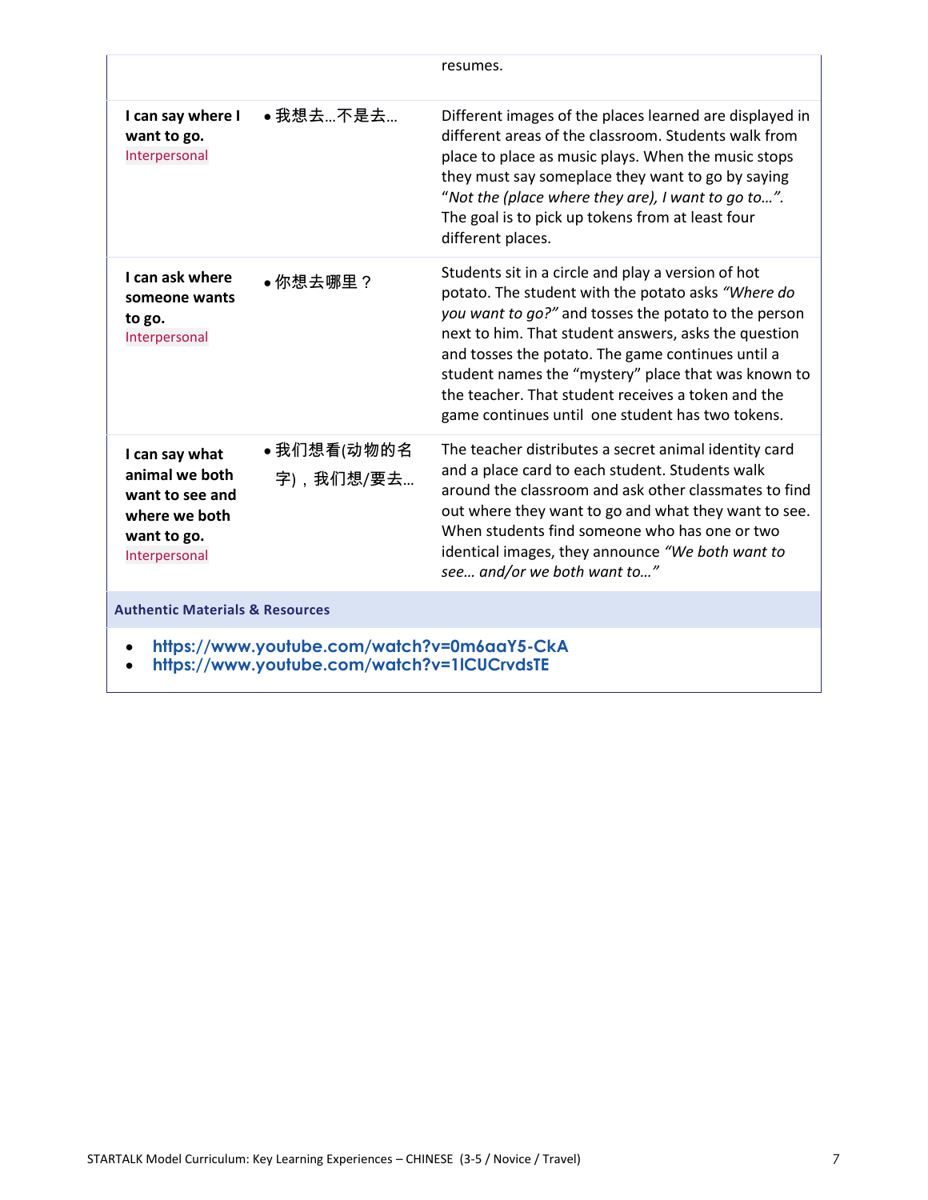| | | |
|---|---|---|
| | | resumes. |
| **I can say where I want to go.** Interpersonal | • 我想去…不是去… | Different images of the places learned are displayed in different areas of the classroom. Students walk from place to place as music plays. When the music stops they must say someplace they want to go by saying "*Not the (place where they are), I want to go to…*". The goal is to pick up tokens from at least four different places. |
| **I can ask where someone wants to go.** Interpersonal | • 你想去哪里？ | Students sit in a circle and play a version of hot potato. The student with the potato asks *"Where do you want to go?"* and tosses the potato to the person next to him. That student answers, asks the question and tosses the potato. The game continues until a student names the "mystery" place that was known to the teacher. That student receives a token and the game continues until one student has two tokens. |
| **I can say what animal we both want to see and where we both want to go.** Interpersonal | • 我们想看(动物的名字)，我们想/要去… | The teacher distributes a secret animal identity card and a place card to each student. Students walk around the classroom and ask other classmates to find out where they want to go and what they want to see. When students find someone who has one or two identical images, they announce *"We both want to see… and/or we both want to…"* |

**Authentic Materials & Resources**

- https://www.youtube.com/watch?v=0m6aaY5-CkA
- https://www.youtube.com/watch?v=1lCUCrvdsTE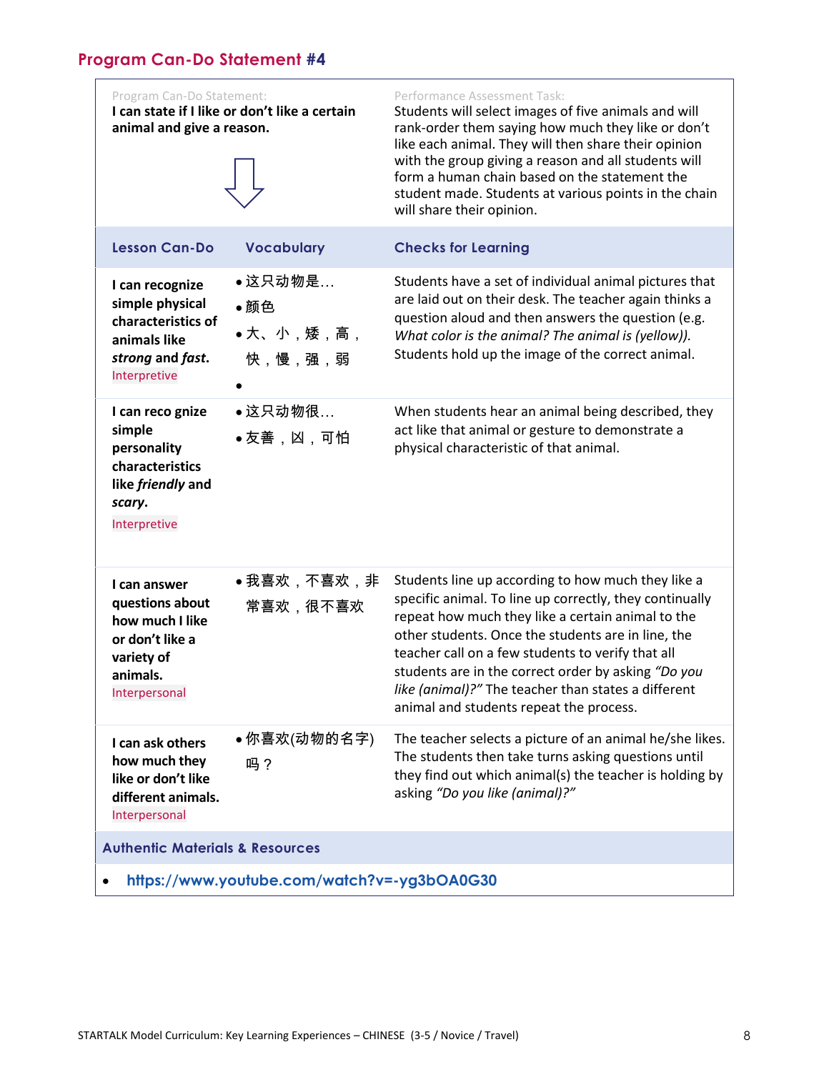## Program Can-Do Statement #4

| Program Can-Do Statement: | | Performance Assessment Task: |
|---|---|---|
| **I can state if I like or don't like a certain animal and give a reason.** ⇩ | | Students will select images of five animals and will rank-order them saying how much they like or don't like each animal. They will then share their opinion with the group giving a reason and all students will form a human chain based on the statement the student made. Students at various points in the chain will share their opinion. |
| **Lesson Can-Do** | **Vocabulary** | **Checks for Learning** |
| **I can recognize simple physical characteristics of animals like *strong* and *fast*.** Interpretive | • 这只动物是…<br>• 颜色<br>• 大、小，矮，高，快，慢，强，弱<br>• | Students have a set of individual animal pictures that are laid out on their desk. The teacher again thinks a question aloud and then answers the question (e.g. *What color is the animal? The animal is (yellow)).* Students hold up the image of the correct animal. |
| **I can reco gnize simple personality characteristics like *friendly* and *scary*.** Interpretive | • 这只动物很…<br>• 友善，凶，可怕 | When students hear an animal being described, they act like that animal or gesture to demonstrate a physical characteristic of that animal. |
| **I can answer questions about how much I like or don't like a variety of animals.** Interpersonal | • 我喜欢，不喜欢，非常喜欢，很不喜欢 | Students line up according to how much they like a specific animal. To line up correctly, they continually repeat how much they like a certain animal to the other students. Once the students are in line, the teacher call on a few students to verify that all students are in the correct order by asking *"Do you like (animal)?"* The teacher than states a different animal and students repeat the process. |
| **I can ask others how much they like or don't like different animals.** Interpersonal | • 你喜欢(动物的名字)吗？ | The teacher selects a picture of an animal he/she likes. The students then take turns asking questions until they find out which animal(s) the teacher is holding by asking *"Do you like (animal)?"* |
| **Authentic Materials & Resources** | | |
| • https://www.youtube.com/watch?v=-yg3bOA0G30 | | |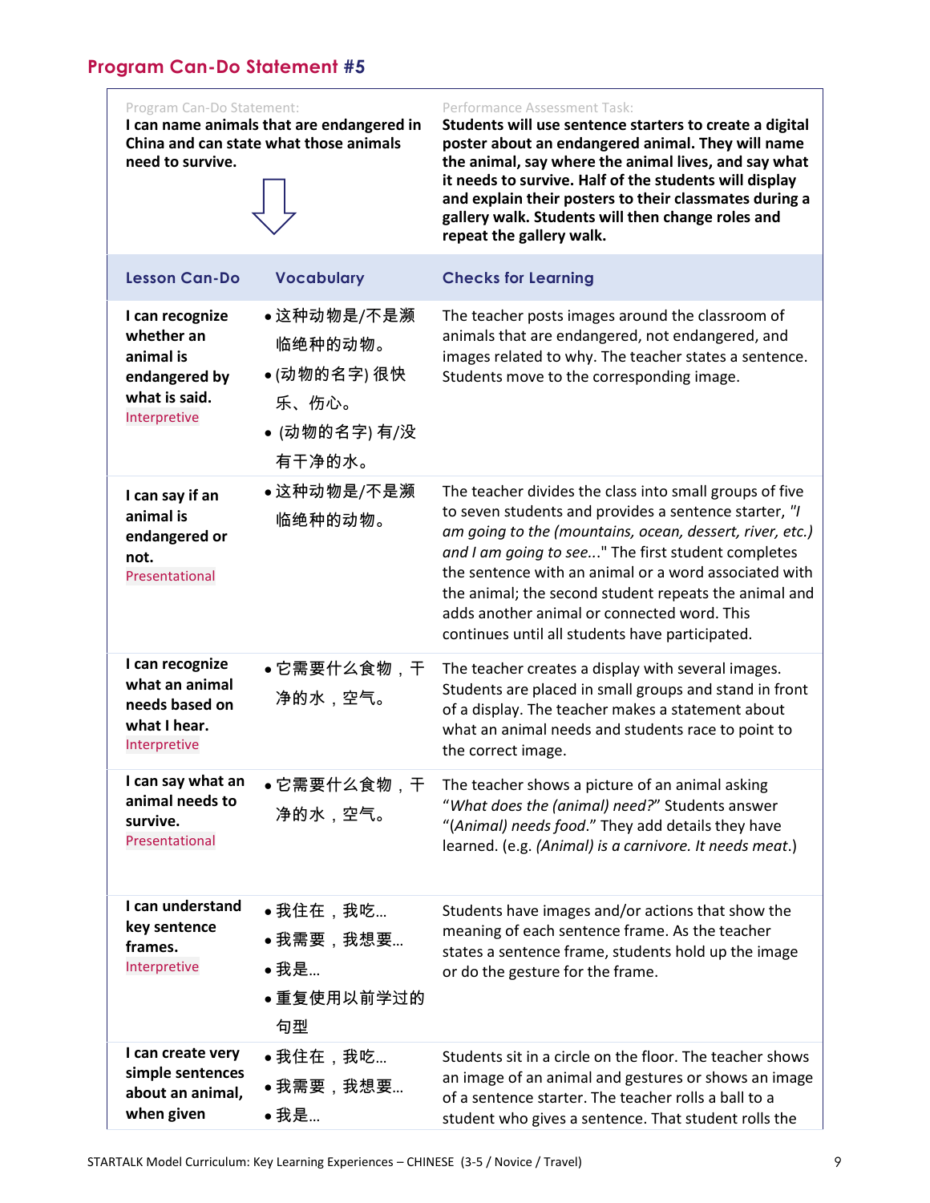## Program Can-Do Statement #5

| Program Can-Do Statement: | | Performance Assessment Task: |
|---|---|---|
| **I can name animals that are endangered in China and can state what those animals need to survive.** | | **Students will use sentence starters to create a digital poster about an endangered animal. They will name the animal, say where the animal lives, and say what it needs to survive. Half of the students will display and explain their posters to their classmates during a gallery walk. Students will then change roles and repeat the gallery walk.** |

| Lesson Can-Do | Vocabulary | Checks for Learning |
|---|---|---|
| **I can recognize whether an animal is endangered by what is said.** Interpretive | • 这种动物是/不是濒临绝种的动物。<br>• (动物的名字) 很快乐、伤心。<br>• (动物的名字) 有/没有干净的水。 | The teacher posts images around the classroom of animals that are endangered, not endangered, and images related to why. The teacher states a sentence. Students move to the corresponding image. |
| **I can say if an animal is endangered or not.** Presentational | • 这种动物是/不是濒临绝种的动物。 | The teacher divides the class into small groups of five to seven students and provides a sentence starter, "*I am going to the (mountains, ocean, dessert, river, etc.) and I am going to see...*" The first student completes the sentence with an animal or a word associated with the animal; the second student repeats the animal and adds another animal or connected word. This continues until all students have participated. |
| **I can recognize what an animal needs based on what I hear.** Interpretive | • 它需要什么食物，干净的水，空气。 | The teacher creates a display with several images. Students are placed in small groups and stand in front of a display. The teacher makes a statement about what an animal needs and students race to point to the correct image. |
| **I can say what an animal needs to survive.** Presentational | • 它需要什么食物，干净的水，空气。 | The teacher shows a picture of an animal asking "*What does the (animal) need?*" Students answer "(*Animal) needs food.*" They add details they have learned. (e.g. *(Animal) is a carnivore. It needs meat*.) |
| **I can understand key sentence frames.** Interpretive | • 我住在，我吃…<br>• 我需要，我想要…<br>• 我是…<br>• 重复使用以前学过的句型 | Students have images and/or actions that show the meaning of each sentence frame. As the teacher states a sentence frame, students hold up the image or do the gesture for the frame. |
| **I can create very simple sentences about an animal, when given** | • 我住在，我吃…<br>• 我需要，我想要…<br>• 我是… | Students sit in a circle on the floor. The teacher shows an image of an animal and gestures or shows an image of a sentence starter. The teacher rolls a ball to a student who gives a sentence. That student rolls the |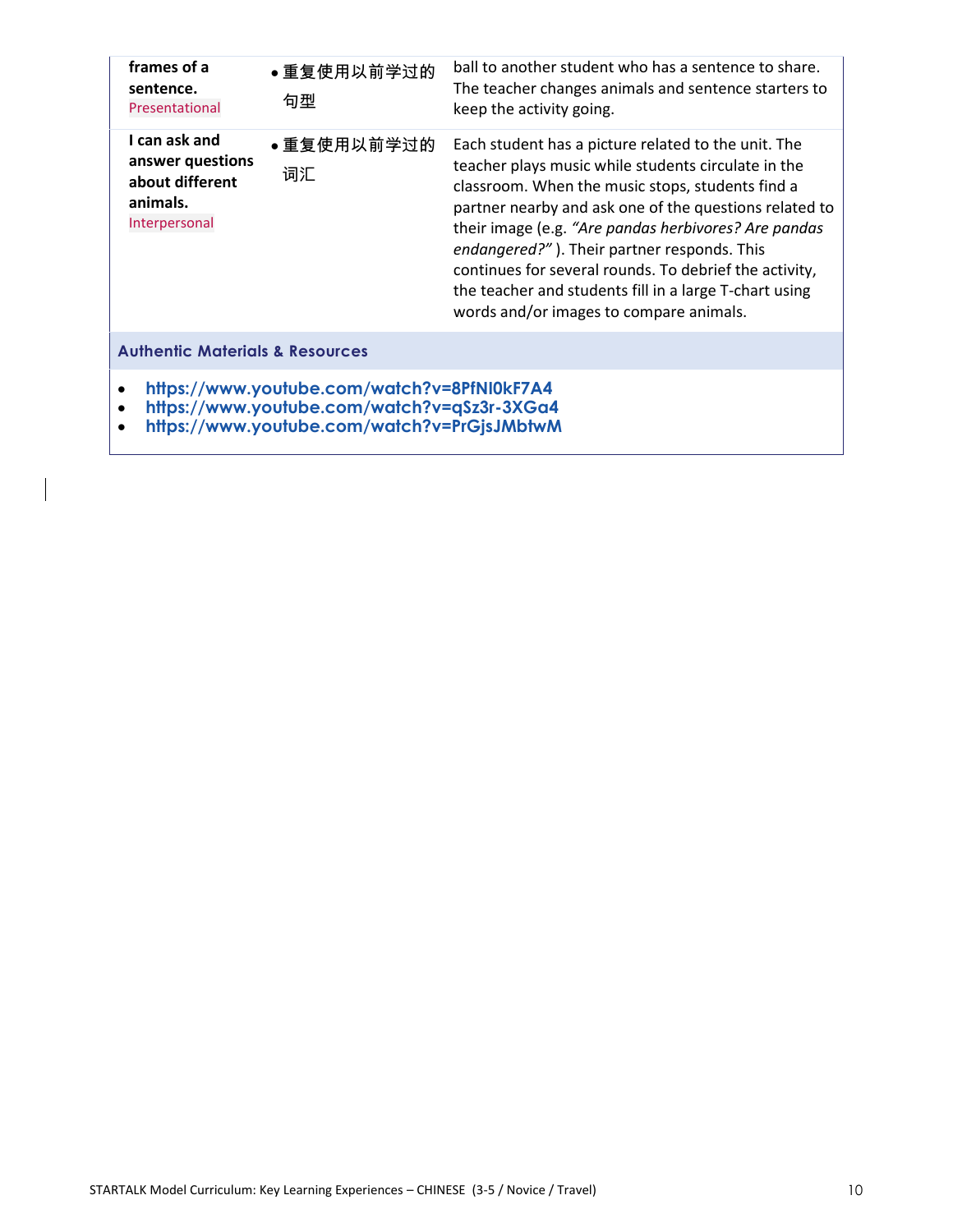| | | |
|---|---|---|
| **frames of a sentence.** Presentational | • 重复使用以前学过的句型 | ball to another student who has a sentence to share. The teacher changes animals and sentence starters to keep the activity going. |
| **I can ask and answer questions about different animals.** Interpersonal | • 重复使用以前学过的词汇 | Each student has a picture related to the unit. The teacher plays music while students circulate in the classroom. When the music stops, students find a partner nearby and ask one of the questions related to their image (e.g. *"Are pandas herbivores? Are pandas endangered?"* ). Their partner responds. This continues for several rounds. To debrief the activity, the teacher and students fill in a large T-chart using words and/or images to compare animals. |

## Authentic Materials & Resources

- **https://www.youtube.com/watch?v=8PfNI0kF7A4**
- **https://www.youtube.com/watch?v=qSz3r-3XGa4**
- **https://www.youtube.com/watch?v=PrGjsJMbtwM**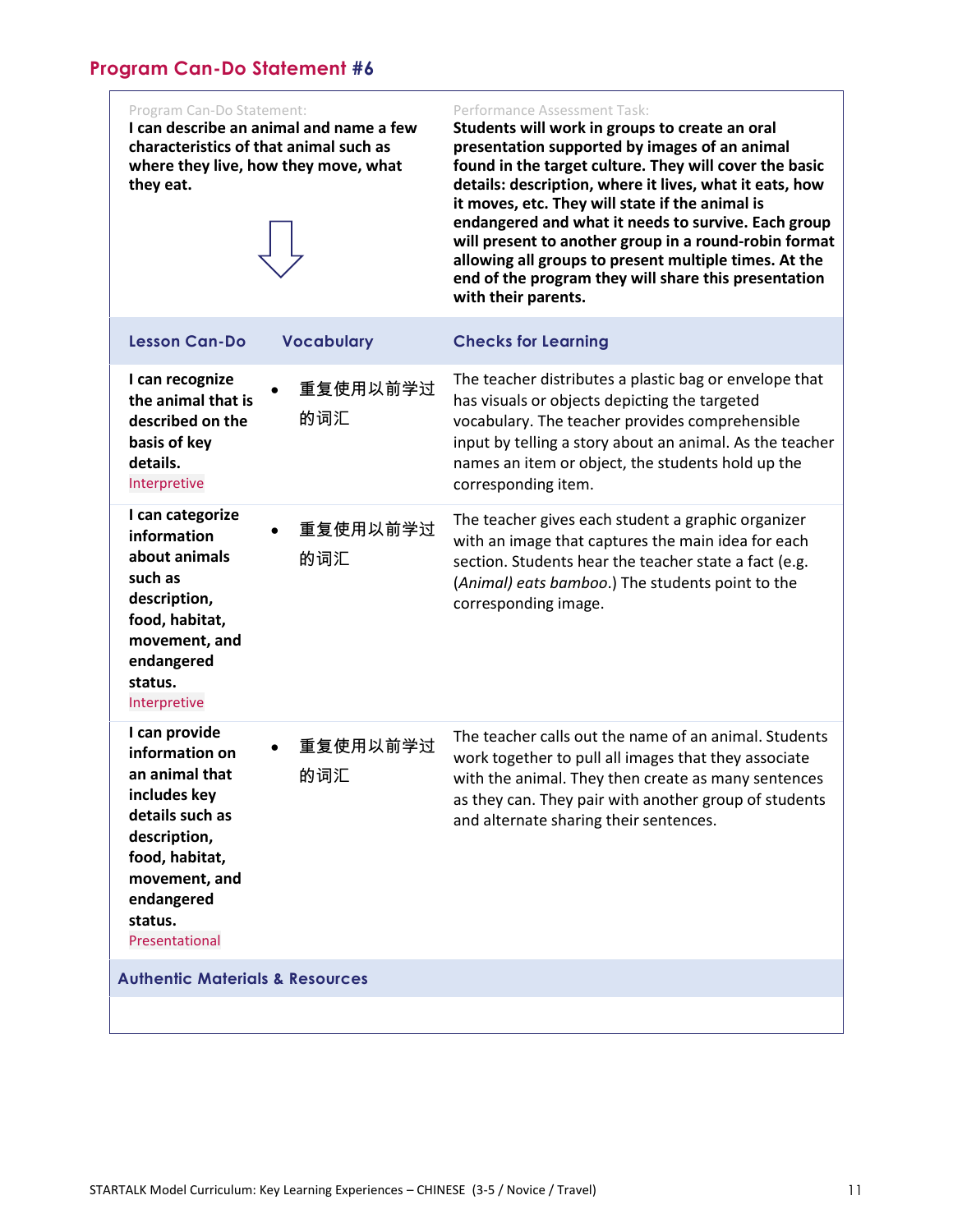## Program Can-Do Statement #6

| Program Can-Do Statement: | Performance Assessment Task: |
|---|---|
| **I can describe an animal and name a few characteristics of that animal such as where they live, how they move, what they eat.** ⇩ | **Students will work in groups to create an oral presentation supported by images of an animal found in the target culture. They will cover the basic details: description, where it lives, what it eats, how it moves, etc. They will state if the animal is endangered and what it needs to survive. Each group will present to another group in a round-robin format allowing all groups to present multiple times. At the end of the program they will share this presentation with their parents.** |

| Lesson Can-Do | Vocabulary | Checks for Learning |
|---|---|---|
| **I can recognize the animal that is described on the basis of key details.** Interpretive | • 重复使用以前学过的词汇 | The teacher distributes a plastic bag or envelope that has visuals or objects depicting the targeted vocabulary. The teacher provides comprehensible input by telling a story about an animal. As the teacher names an item or object, the students hold up the corresponding item. |
| **I can categorize information about animals such as description, food, habitat, movement, and endangered status.** Interpretive | • 重复使用以前学过的词汇 | The teacher gives each student a graphic organizer with an image that captures the main idea for each section. Students hear the teacher state a fact (e.g. (*Animal) eats bamboo*.) The students point to the corresponding image. |
| **I can provide information on an animal that includes key details such as description, food, habitat, movement, and endangered status.** Presentational | • 重复使用以前学过的词汇 | The teacher calls out the name of an animal. Students work together to pull all images that they associate with the animal. They then create as many sentences as they can. They pair with another group of students and alternate sharing their sentences. |

### Authentic Materials & Resources